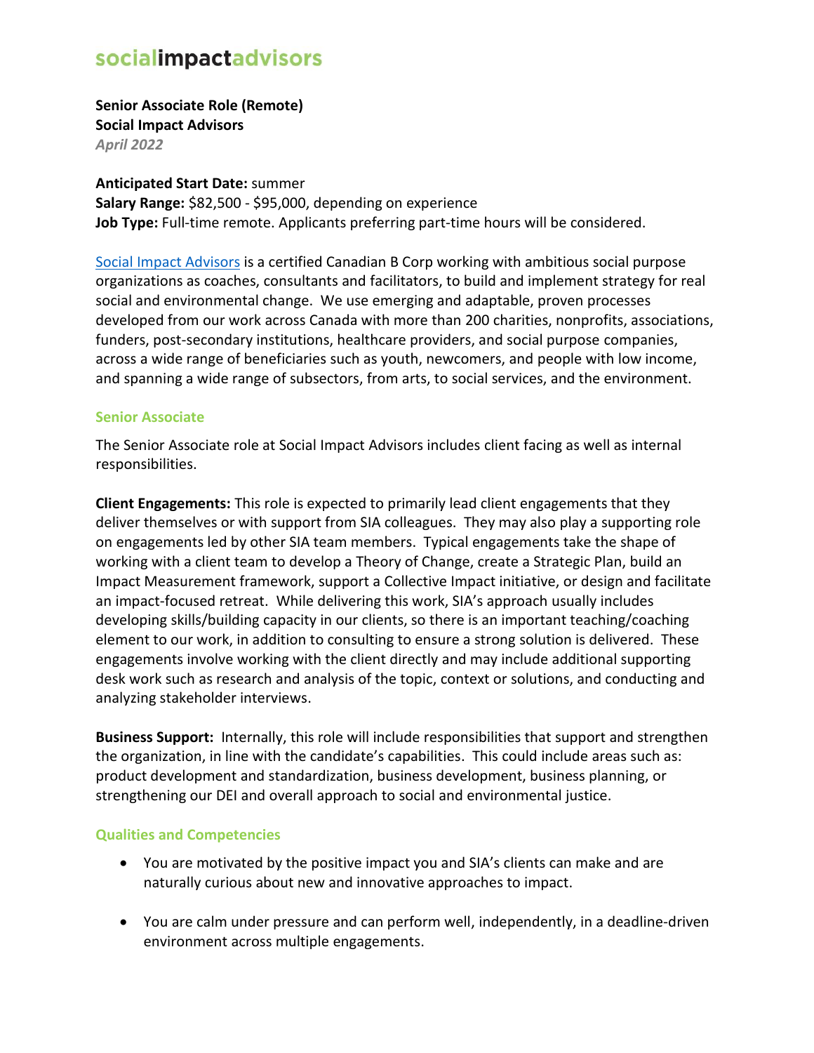socialimpactadvisors

**Senior Associate Role (Remote)**
**Social Impact Advisors**
*April 2022*

**Anticipated Start Date:** summer
**Salary Range:** $82,500 - $95,000, depending on experience
**Job Type:** Full-time remote. Applicants preferring part-time hours will be considered.

[Social Impact Advisors](#) is a certified Canadian B Corp working with ambitious social purpose organizations as coaches, consultants and facilitators, to build and implement strategy for real social and environmental change. We use emerging and adaptable, proven processes developed from our work across Canada with more than 200 charities, nonprofits, associations, funders, post-secondary institutions, healthcare providers, and social purpose companies, across a wide range of beneficiaries such as youth, newcomers, and people with low income, and spanning a wide range of subsectors, from arts, to social services, and the environment.

## Senior Associate

The Senior Associate role at Social Impact Advisors includes client facing as well as internal responsibilities.

**Client Engagements:** This role is expected to primarily lead client engagements that they deliver themselves or with support from SIA colleagues. They may also play a supporting role on engagements led by other SIA team members. Typical engagements take the shape of working with a client team to develop a Theory of Change, create a Strategic Plan, build an Impact Measurement framework, support a Collective Impact initiative, or design and facilitate an impact-focused retreat. While delivering this work, SIA's approach usually includes developing skills/building capacity in our clients, so there is an important teaching/coaching element to our work, in addition to consulting to ensure a strong solution is delivered. These engagements involve working with the client directly and may include additional supporting desk work such as research and analysis of the topic, context or solutions, and conducting and analyzing stakeholder interviews.

**Business Support:** Internally, this role will include responsibilities that support and strengthen the organization, in line with the candidate's capabilities. This could include areas such as: product development and standardization, business development, business planning, or strengthening our DEI and overall approach to social and environmental justice.

## Qualities and Competencies

- You are motivated by the positive impact you and SIA's clients can make and are naturally curious about new and innovative approaches to impact.
- You are calm under pressure and can perform well, independently, in a deadline-driven environment across multiple engagements.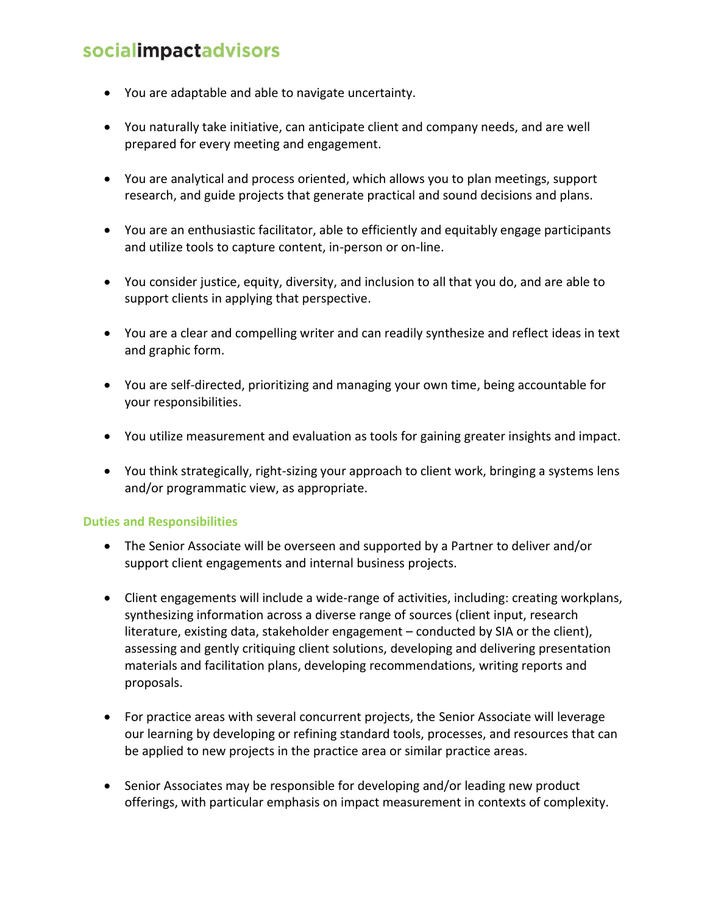- You are adaptable and able to navigate uncertainty.

- You naturally take initiative, can anticipate client and company needs, and are well prepared for every meeting and engagement.

- You are analytical and process oriented, which allows you to plan meetings, support research, and guide projects that generate practical and sound decisions and plans.

- You are an enthusiastic facilitator, able to efficiently and equitably engage participants and utilize tools to capture content, in-person or on-line.

- You consider justice, equity, diversity, and inclusion to all that you do, and are able to support clients in applying that perspective.

- You are a clear and compelling writer and can readily synthesize and reflect ideas in text and graphic form.

- You are self-directed, prioritizing and managing your own time, being accountable for your responsibilities.

- You utilize measurement and evaluation as tools for gaining greater insights and impact.

- You think strategically, right-sizing your approach to client work, bringing a systems lens and/or programmatic view, as appropriate.

### Duties and Responsibilities

- The Senior Associate will be overseen and supported by a Partner to deliver and/or support client engagements and internal business projects.

- Client engagements will include a wide-range of activities, including: creating workplans, synthesizing information across a diverse range of sources (client input, research literature, existing data, stakeholder engagement – conducted by SIA or the client), assessing and gently critiquing client solutions, developing and delivering presentation materials and facilitation plans, developing recommendations, writing reports and proposals.

- For practice areas with several concurrent projects, the Senior Associate will leverage our learning by developing or refining standard tools, processes, and resources that can be applied to new projects in the practice area or similar practice areas.

- Senior Associates may be responsible for developing and/or leading new product offerings, with particular emphasis on impact measurement in contexts of complexity.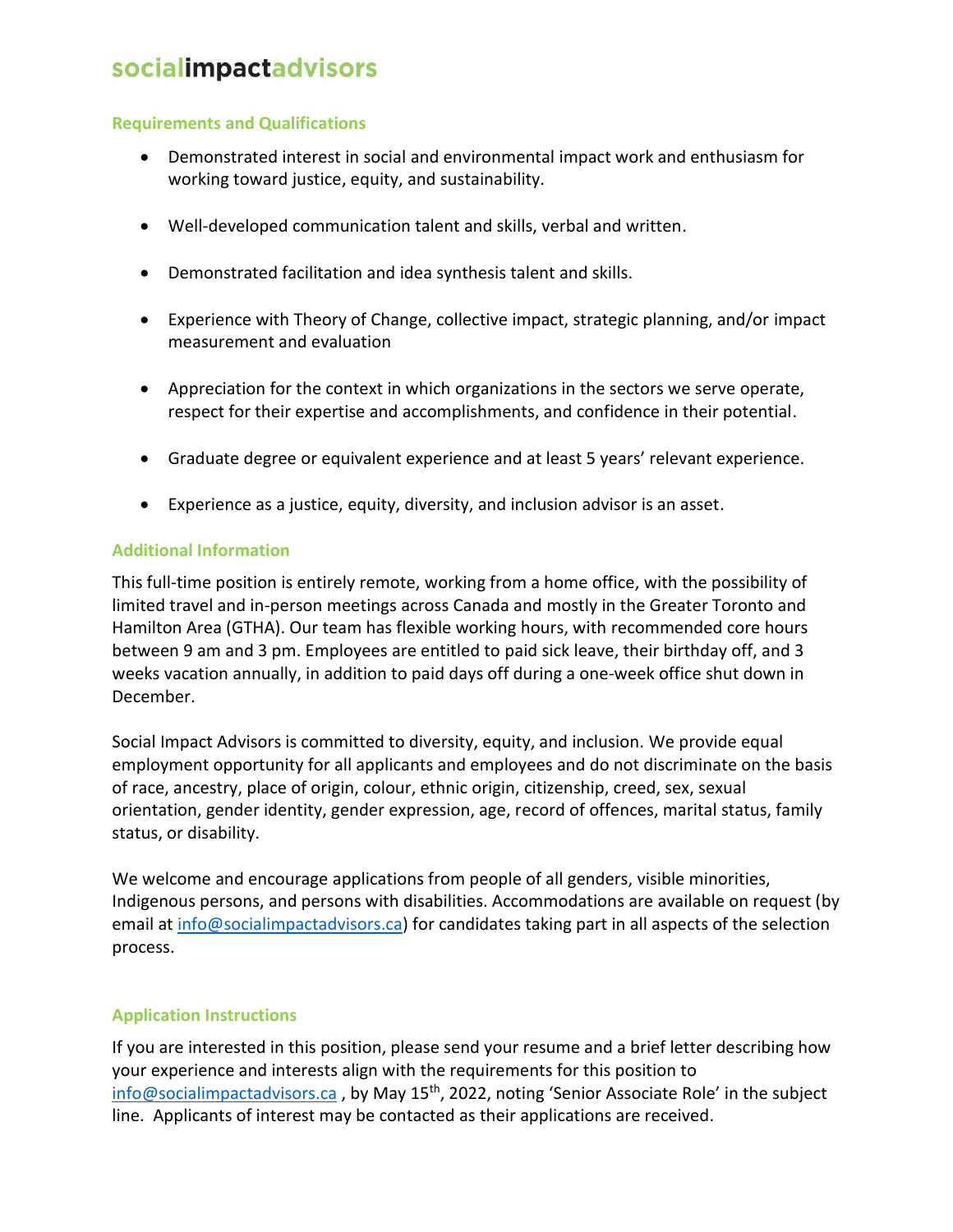## Requirements and Qualifications

- Demonstrated interest in social and environmental impact work and enthusiasm for working toward justice, equity, and sustainability.
- Well-developed communication talent and skills, verbal and written.
- Demonstrated facilitation and idea synthesis talent and skills.
- Experience with Theory of Change, collective impact, strategic planning, and/or impact measurement and evaluation
- Appreciation for the context in which organizations in the sectors we serve operate, respect for their expertise and accomplishments, and confidence in their potential.
- Graduate degree or equivalent experience and at least 5 years' relevant experience.
- Experience as a justice, equity, diversity, and inclusion advisor is an asset.

## Additional Information

This full-time position is entirely remote, working from a home office, with the possibility of limited travel and in-person meetings across Canada and mostly in the Greater Toronto and Hamilton Area (GTHA). Our team has flexible working hours, with recommended core hours between 9 am and 3 pm. Employees are entitled to paid sick leave, their birthday off, and 3 weeks vacation annually, in addition to paid days off during a one-week office shut down in December.

Social Impact Advisors is committed to diversity, equity, and inclusion. We provide equal employment opportunity for all applicants and employees and do not discriminate on the basis of race, ancestry, place of origin, colour, ethnic origin, citizenship, creed, sex, sexual orientation, gender identity, gender expression, age, record of offences, marital status, family status, or disability.

We welcome and encourage applications from people of all genders, visible minorities, Indigenous persons, and persons with disabilities. Accommodations are available on request (by email at info@socialimpactadvisors.ca) for candidates taking part in all aspects of the selection process.

## Application Instructions

If you are interested in this position, please send your resume and a brief letter describing how your experience and interests align with the requirements for this position to info@socialimpactadvisors.ca , by May 15th, 2022, noting 'Senior Associate Role' in the subject line. Applicants of interest may be contacted as their applications are received.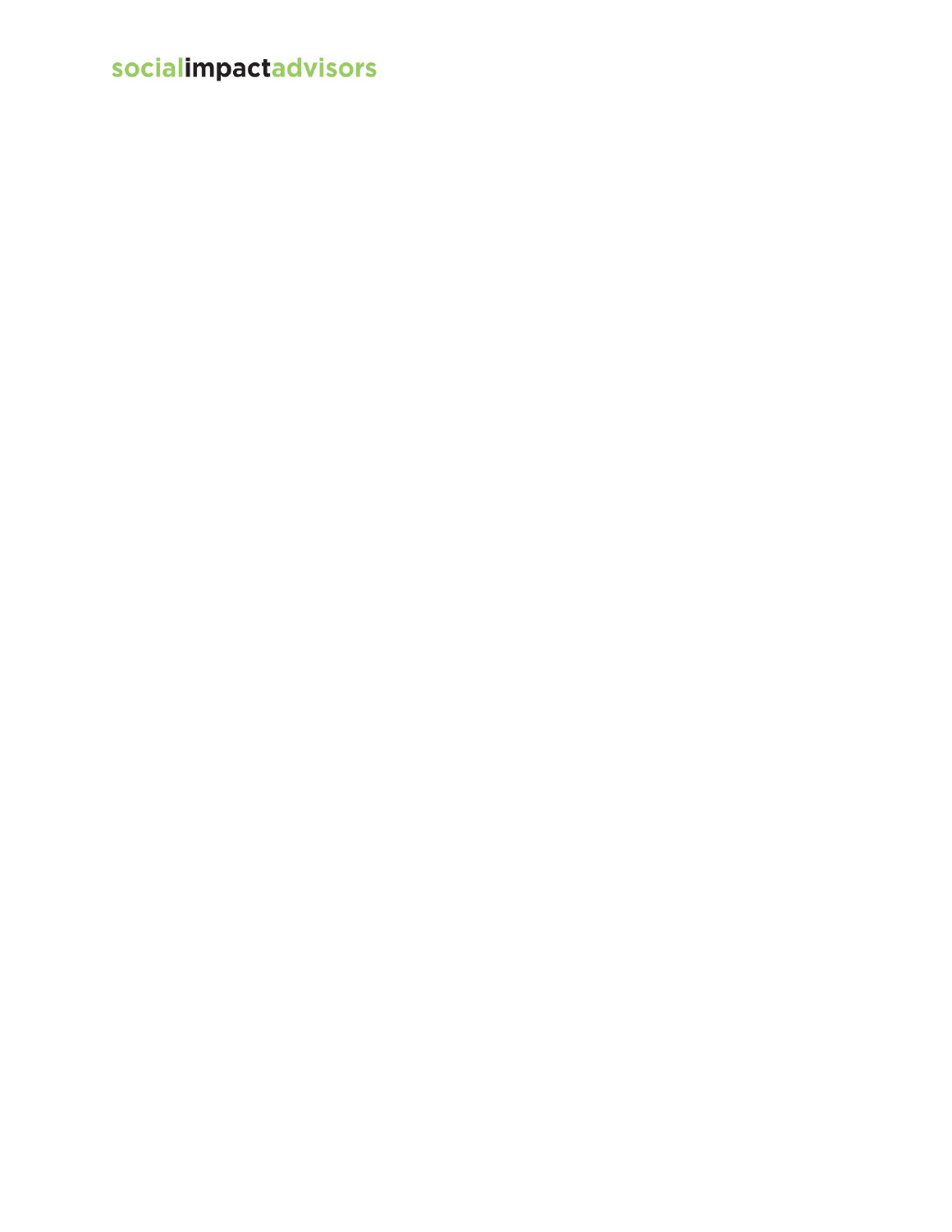socialimpactadvisors